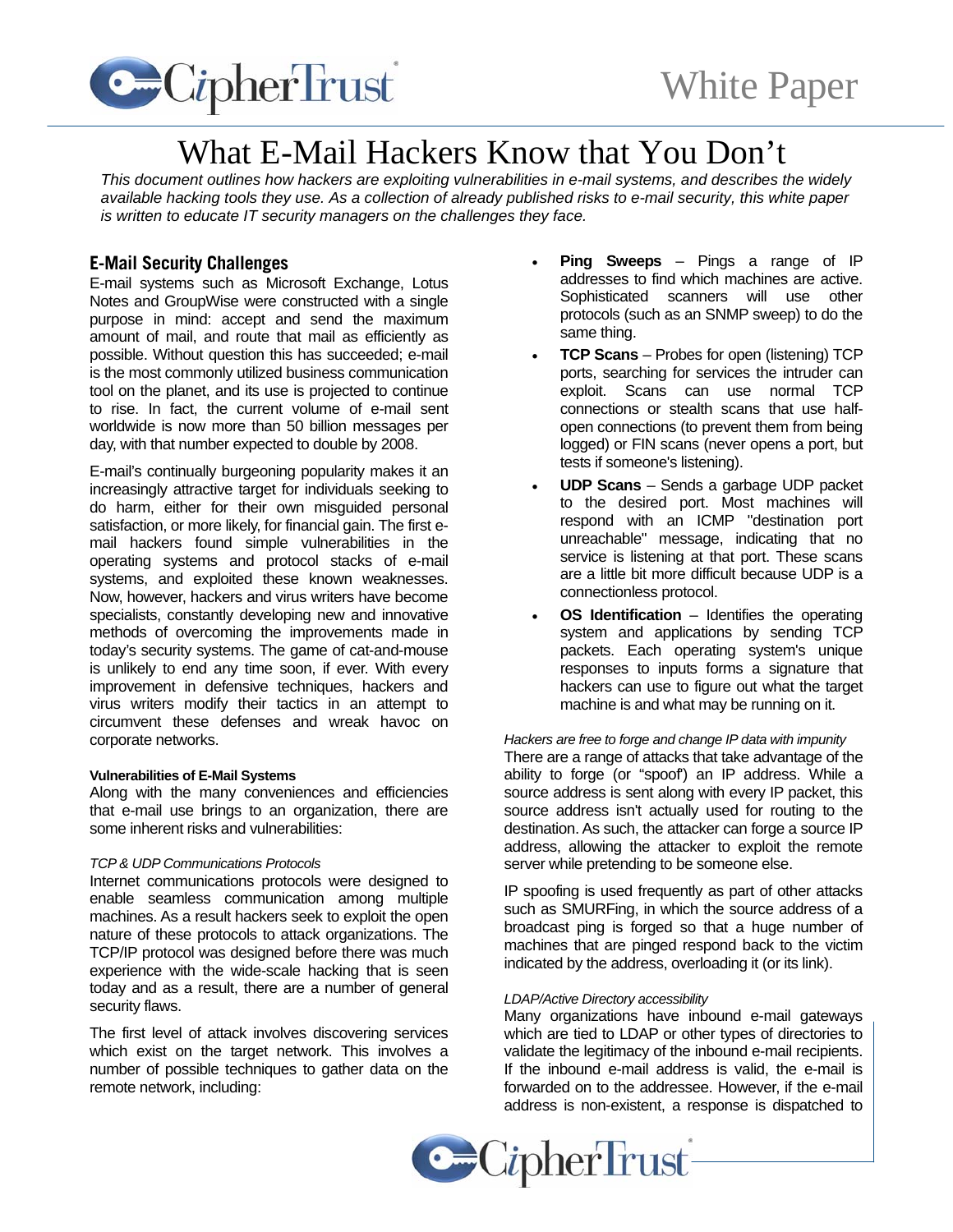# What E-Mail Hackers Know that You Don't

*This document outlines how hackers are exploiting vulnerabilities in e-mail systems, and describes the widely available hacking tools they use. As a collection of already published risks to e-mail security, this white paper is written to educate IT security managers on the challenges they face.*

## E-Mail Security Challenges

E-mail systems such as Microsoft Exchange, Lotus Notes and GroupWise were constructed with a single purpose in mind: accept and send the maximum amount of mail, and route that mail as efficiently as possible. Without question this has succeeded; e-mail is the most commonly utilized business communication tool on the planet, and its use is projected to continue to rise. In fact, the current volume of e-mail sent worldwide is now more than 50 billion messages per day, with that number expected to double by 2008.

E-mail's continually burgeoning popularity makes it an increasingly attractive target for individuals seeking to do harm, either for their own misguided personal satisfaction, or more likely, for financial gain. The first e-mail hackers found simple vulnerabilities in the operating systems and protocol stacks of e-mail systems, and exploited these known weaknesses. Now, however, hackers and virus writers have become specialists, constantly developing new and innovative methods of overcoming the improvements made in today's security systems. The game of cat-and-mouse is unlikely to end any time soon, if ever. With every improvement in defensive techniques, hackers and virus writers modify their tactics in an attempt to circumvent these defenses and wreak havoc on corporate networks.

### Vulnerabilities of E-Mail Systems

Along with the many conveniences and efficiencies that e-mail use brings to an organization, there are some inherent risks and vulnerabilities:

*TCP & UDP Communications Protocols*

Internet communications protocols were designed to enable seamless communication among multiple machines. As a result hackers seek to exploit the open nature of these protocols to attack organizations. The TCP/IP protocol was designed before there was much experience with the wide-scale hacking that is seen today and as a result, there are a number of general security flaws.

The first level of attack involves discovering services which exist on the target network. This involves a number of possible techniques to gather data on the remote network, including:

- **Ping Sweeps** – Pings a range of IP addresses to find which machines are active. Sophisticated scanners will use other protocols (such as an SNMP sweep) to do the same thing.
- **TCP Scans** – Probes for open (listening) TCP ports, searching for services the intruder can exploit. Scans can use normal TCP connections or stealth scans that use half-open connections (to prevent them from being logged) or FIN scans (never opens a port, but tests if someone's listening).
- **UDP Scans** – Sends a garbage UDP packet to the desired port. Most machines will respond with an ICMP "destination port unreachable" message, indicating that no service is listening at that port. These scans are a little bit more difficult because UDP is a connectionless protocol.
- **OS Identification** – Identifies the operating system and applications by sending TCP packets. Each operating system's unique responses to inputs forms a signature that hackers can use to figure out what the target machine is and what may be running on it.

*Hackers are free to forge and change IP data with impunity*

There are a range of attacks that take advantage of the ability to forge (or "spoof") an IP address. While a source address is sent along with every IP packet, this source address isn't actually used for routing to the destination. As such, the attacker can forge a source IP address, allowing the attacker to exploit the remote server while pretending to be someone else.

IP spoofing is used frequently as part of other attacks such as SMURFing, in which the source address of a broadcast ping is forged so that a huge number of machines that are pinged respond back to the victim indicated by the address, overloading it (or its link).

*LDAP/Active Directory accessibility*

Many organizations have inbound e-mail gateways which are tied to LDAP or other types of directories to validate the legitimacy of the inbound e-mail recipients. If the inbound e-mail address is valid, the e-mail is forwarded on to the addressee. However, if the e-mail address is non-existent, a response is dispatched to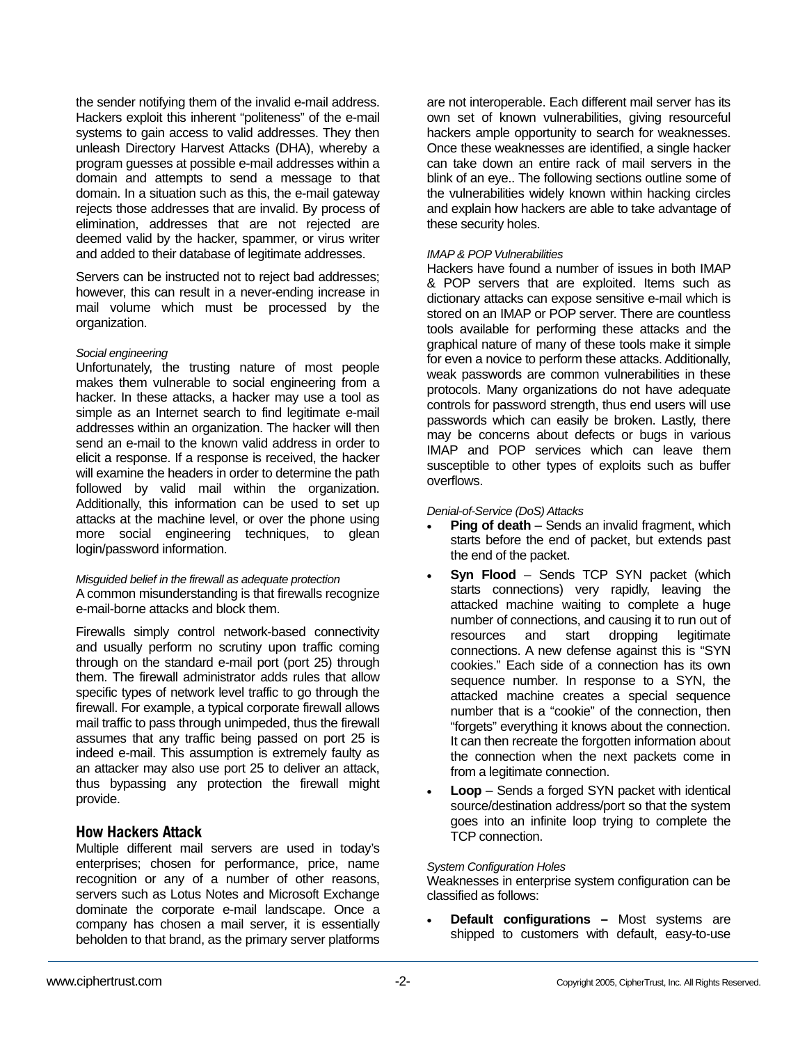the sender notifying them of the invalid e-mail address. Hackers exploit this inherent "politeness" of the e-mail systems to gain access to valid addresses. They then unleash Directory Harvest Attacks (DHA), whereby a program guesses at possible e-mail addresses within a domain and attempts to send a message to that domain. In a situation such as this, the e-mail gateway rejects those addresses that are invalid. By process of elimination, addresses that are not rejected are deemed valid by the hacker, spammer, or virus writer and added to their database of legitimate addresses.

Servers can be instructed not to reject bad addresses; however, this can result in a never-ending increase in mail volume which must be processed by the organization.

*Social engineering*

Unfortunately, the trusting nature of most people makes them vulnerable to social engineering from a hacker. In these attacks, a hacker may use a tool as simple as an Internet search to find legitimate e-mail addresses within an organization. The hacker will then send an e-mail to the known valid address in order to elicit a response. If a response is received, the hacker will examine the headers in order to determine the path followed by valid mail within the organization. Additionally, this information can be used to set up attacks at the machine level, or over the phone using more social engineering techniques, to glean login/password information.

*Misguided belief in the firewall as adequate protection*

A common misunderstanding is that firewalls recognize e-mail-borne attacks and block them.

Firewalls simply control network-based connectivity and usually perform no scrutiny upon traffic coming through on the standard e-mail port (port 25) through them. The firewall administrator adds rules that allow specific types of network level traffic to go through the firewall. For example, a typical corporate firewall allows mail traffic to pass through unimpeded, thus the firewall assumes that any traffic being passed on port 25 is indeed e-mail. This assumption is extremely faulty as an attacker may also use port 25 to deliver an attack, thus bypassing any protection the firewall might provide.

## How Hackers Attack

Multiple different mail servers are used in today's enterprises; chosen for performance, price, name recognition or any of a number of other reasons, servers such as Lotus Notes and Microsoft Exchange dominate the corporate e-mail landscape. Once a company has chosen a mail server, it is essentially beholden to that brand, as the primary server platforms are not interoperable. Each different mail server has its own set of known vulnerabilities, giving resourceful hackers ample opportunity to search for weaknesses. Once these weaknesses are identified, a single hacker can take down an entire rack of mail servers in the blink of an eye.. The following sections outline some of the vulnerabilities widely known within hacking circles and explain how hackers are able to take advantage of these security holes.

*IMAP & POP Vulnerabilities*

Hackers have found a number of issues in both IMAP & POP servers that are exploited. Items such as dictionary attacks can expose sensitive e-mail which is stored on an IMAP or POP server. There are countless tools available for performing these attacks and the graphical nature of many of these tools make it simple for even a novice to perform these attacks. Additionally, weak passwords are common vulnerabilities in these protocols. Many organizations do not have adequate controls for password strength, thus end users will use passwords which can easily be broken. Lastly, there may be concerns about defects or bugs in various IMAP and POP services which can leave them susceptible to other types of exploits such as buffer overflows.

*Denial-of-Service (DoS) Attacks*

- **Ping of death** – Sends an invalid fragment, which starts before the end of packet, but extends past the end of the packet.
- **Syn Flood** – Sends TCP SYN packet (which starts connections) very rapidly, leaving the attacked machine waiting to complete a huge number of connections, and causing it to run out of resources and start dropping legitimate connections. A new defense against this is "SYN cookies." Each side of a connection has its own sequence number. In response to a SYN, the attacked machine creates a special sequence number that is a "cookie" of the connection, then "forgets" everything it knows about the connection. It can then recreate the forgotten information about the connection when the next packets come in from a legitimate connection.
- **Loop** – Sends a forged SYN packet with identical source/destination address/port so that the system goes into an infinite loop trying to complete the TCP connection.

*System Configuration Holes*

Weaknesses in enterprise system configuration can be classified as follows:

- **Default configurations –** Most systems are shipped to customers with default, easy-to-use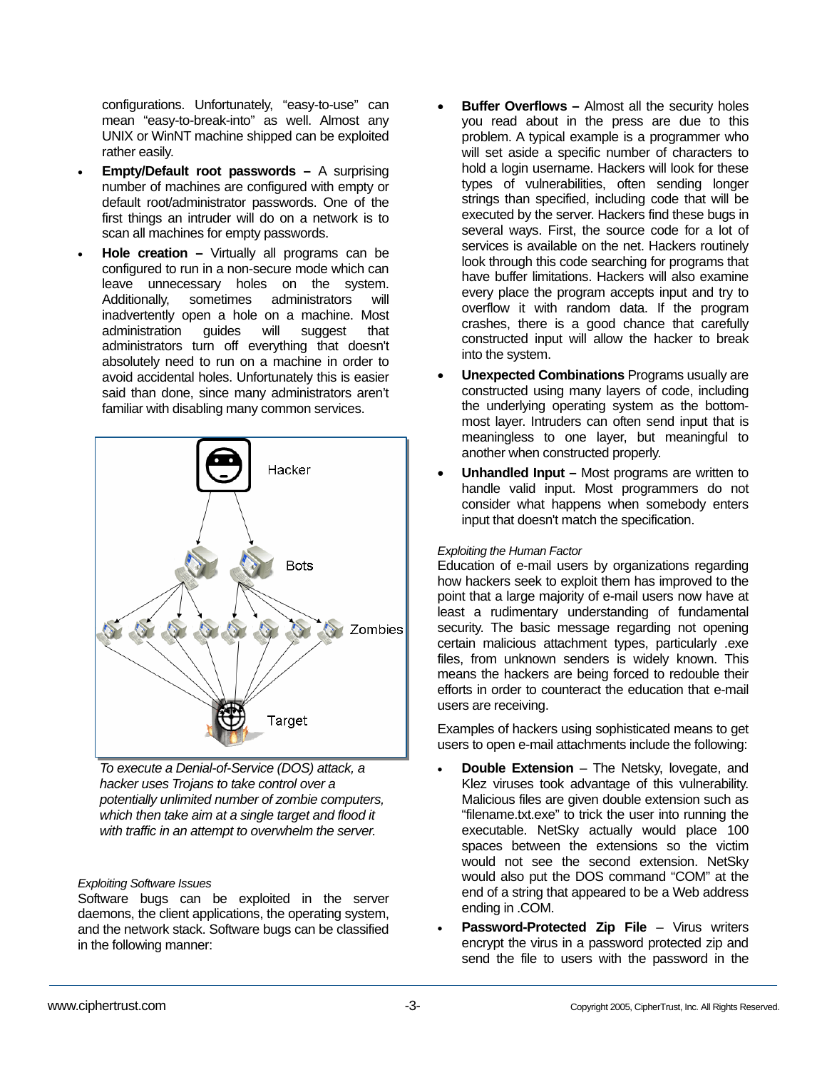configurations. Unfortunately, "easy-to-use" can mean "easy-to-break-into" as well. Almost any UNIX or WinNT machine shipped can be exploited rather easily.

- **Empty/Default root passwords –** A surprising number of machines are configured with empty or default root/administrator passwords. One of the first things an intruder will do on a network is to scan all machines for empty passwords.
- **Hole creation –** Virtually all programs can be configured to run in a non-secure mode which can leave unnecessary holes on the system. Additionally, sometimes administrators will inadvertently open a hole on a machine. Most administration guides will suggest that administrators turn off everything that doesn't absolutely need to run on a machine in order to avoid accidental holes. Unfortunately this is easier said than done, since many administrators aren't familiar with disabling many common services.

*To execute a Denial-of-Service (DOS) attack, a hacker uses Trojans to take control over a potentially unlimited number of zombie computers, which then take aim at a single target and flood it with traffic in an attempt to overwhelm the server.*

*Exploiting Software Issues*

Software bugs can be exploited in the server daemons, the client applications, the operating system, and the network stack. Software bugs can be classified in the following manner:

- **Buffer Overflows –** Almost all the security holes you read about in the press are due to this problem. A typical example is a programmer who will set aside a specific number of characters to hold a login username. Hackers will look for these types of vulnerabilities, often sending longer strings than specified, including code that will be executed by the server. Hackers find these bugs in several ways. First, the source code for a lot of services is available on the net. Hackers routinely look through this code searching for programs that have buffer limitations. Hackers will also examine every place the program accepts input and try to overflow it with random data. If the program crashes, there is a good chance that carefully constructed input will allow the hacker to break into the system.
- **Unexpected Combinations** Programs usually are constructed using many layers of code, including the underlying operating system as the bottom-most layer. Intruders can often send input that is meaningless to one layer, but meaningful to another when constructed properly.
- **Unhandled Input –** Most programs are written to handle valid input. Most programmers do not consider what happens when somebody enters input that doesn't match the specification.

*Exploiting the Human Factor*

Education of e-mail users by organizations regarding how hackers seek to exploit them has improved to the point that a large majority of e-mail users now have at least a rudimentary understanding of fundamental security. The basic message regarding not opening certain malicious attachment types, particularly .exe files, from unknown senders is widely known. This means the hackers are being forced to redouble their efforts in order to counteract the education that e-mail users are receiving.

Examples of hackers using sophisticated means to get users to open e-mail attachments include the following:

- **Double Extension** – The Netsky, lovegate, and Klez viruses took advantage of this vulnerability. Malicious files are given double extension such as "filename.txt.exe" to trick the user into running the executable. NetSky actually would place 100 spaces between the extensions so the victim would not see the second extension. NetSky would also put the DOS command "COM" at the end of a string that appeared to be a Web address ending in .COM.
- **Password-Protected Zip File** – Virus writers encrypt the virus in a password protected zip and send the file to users with the password in the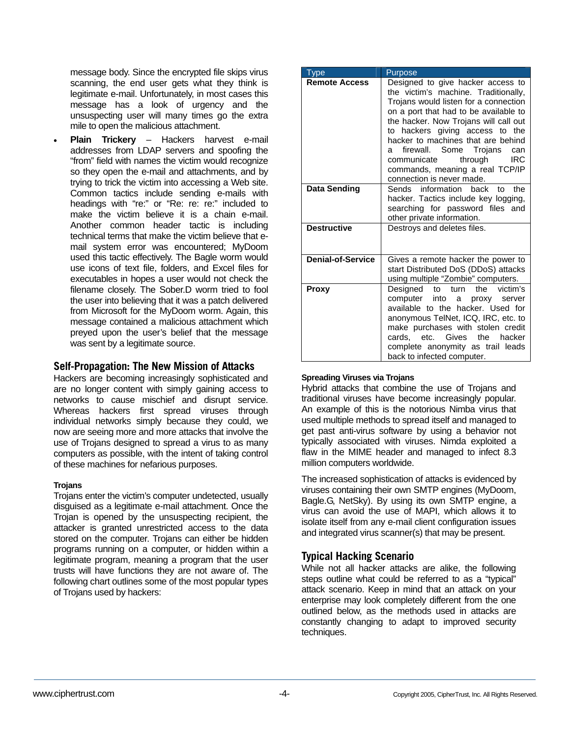message body. Since the encrypted file skips virus scanning, the end user gets what they think is legitimate e-mail. Unfortunately, in most cases this message has a look of urgency and the unsuspecting user will many times go the extra mile to open the malicious attachment.

- **Plain Trickery** – Hackers harvest e-mail addresses from LDAP servers and spoofing the "from" field with names the victim would recognize so they open the e-mail and attachments, and by trying to trick the victim into accessing a Web site. Common tactics include sending e-mails with headings with "re:" or "Re: re: re:" included to make the victim believe it is a chain e-mail. Another common header tactic is including technical terms that make the victim believe that e-mail system error was encountered; MyDoom used this tactic effectively. The Bagle worm would use icons of text file, folders, and Excel files for executables in hopes a user would not check the filename closely. The Sober.D worm tried to fool the user into believing that it was a patch delivered from Microsoft for the MyDoom worm. Again, this message contained a malicious attachment which preyed upon the user's belief that the message was sent by a legitimate source.

## Self-Propagation: The New Mission of Attacks

Hackers are becoming increasingly sophisticated and are no longer content with simply gaining access to networks to cause mischief and disrupt service. Whereas hackers first spread viruses through individual networks simply because they could, we now are seeing more and more attacks that involve the use of Trojans designed to spread a virus to as many computers as possible, with the intent of taking control of these machines for nefarious purposes.

### Trojans

Trojans enter the victim's computer undetected, usually disguised as a legitimate e-mail attachment. Once the Trojan is opened by the unsuspecting recipient, the attacker is granted unrestricted access to the data stored on the computer. Trojans can either be hidden programs running on a computer, or hidden within a legitimate program, meaning a program that the user trusts will have functions they are not aware of. The following chart outlines some of the most popular types of Trojans used by hackers:

| Type | Purpose |
| --- | --- |
| **Remote Access** | Designed to give hacker access to the victim's machine. Traditionally, Trojans would listen for a connection on a port that had to be available to the hacker. Now Trojans will call out to hackers giving access to the hacker to machines that are behind a firewall. Some Trojans can communicate through IRC commands, meaning a real TCP/IP connection is never made. |
| **Data Sending** | Sends information back to the hacker. Tactics include key logging, searching for password files and other private information. |
| **Destructive** | Destroys and deletes files. |
| **Denial-of-Service** | Gives a remote hacker the power to start Distributed DoS (DDoS) attacks using multiple "Zombie" computers. |
| **Proxy** | Designed to turn the victim's computer into a proxy server available to the hacker. Used for anonymous TelNet, ICQ, IRC, etc. to make purchases with stolen credit cards, etc. Gives the hacker complete anonymity as trail leads back to infected computer. |

### Spreading Viruses via Trojans

Hybrid attacks that combine the use of Trojans and traditional viruses have become increasingly popular. An example of this is the notorious Nimba virus that used multiple methods to spread itself and managed to get past anti-virus software by using a behavior not typically associated with viruses. Nimda exploited a flaw in the MIME header and managed to infect 8.3 million computers worldwide.

The increased sophistication of attacks is evidenced by viruses containing their own SMTP engines (MyDoom, Bagle.G, NetSky). By using its own SMTP engine, a virus can avoid the use of MAPI, which allows it to isolate itself from any e-mail client configuration issues and integrated virus scanner(s) that may be present.

## Typical Hacking Scenario

While not all hacker attacks are alike, the following steps outline what could be referred to as a "typical" attack scenario. Keep in mind that an attack on your enterprise may look completely different from the one outlined below, as the methods used in attacks are constantly changing to adapt to improved security techniques.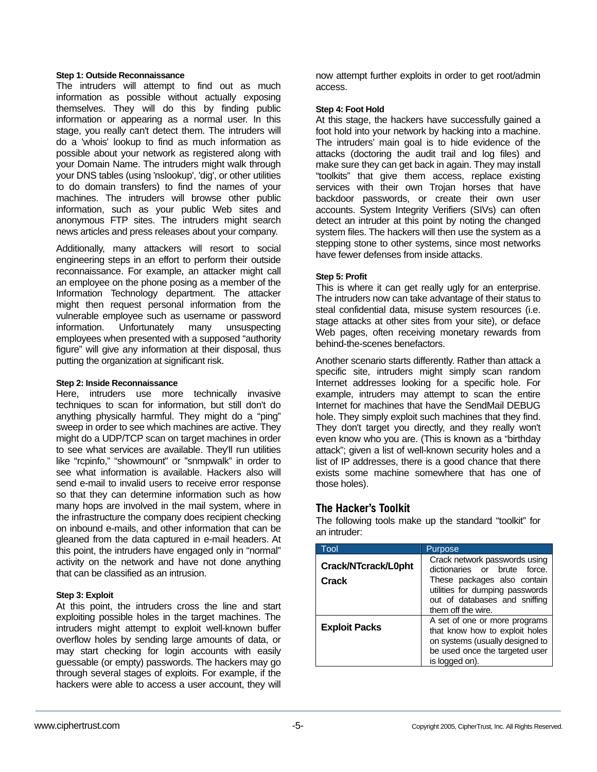**Step 1: Outside Reconnaissance**

The intruders will attempt to find out as much information as possible without actually exposing themselves. They will do this by finding public information or appearing as a normal user. In this stage, you really can't detect them. The intruders will do a 'whois' lookup to find as much information as possible about your network as registered along with your Domain Name. The intruders might walk through your DNS tables (using 'nslookup', 'dig', or other utilities to do domain transfers) to find the names of your machines. The intruders will browse other public information, such as your public Web sites and anonymous FTP sites. The intruders might search news articles and press releases about your company.

Additionally, many attackers will resort to social engineering steps in an effort to perform their outside reconnaissance. For example, an attacker might call an employee on the phone posing as a member of the Information Technology department. The attacker might then request personal information from the vulnerable employee such as username or password information. Unfortunately many unsuspecting employees when presented with a supposed "authority figure" will give any information at their disposal, thus putting the organization at significant risk.

**Step 2: Inside Reconnaissance**

Here, intruders use more technically invasive techniques to scan for information, but still don't do anything physically harmful. They might do a "ping" sweep in order to see which machines are active. They might do a UDP/TCP scan on target machines in order to see what services are available. They'll run utilities like "rcpinfo," "showmount" or "snmpwalk" in order to see what information is available. Hackers also will send e-mail to invalid users to receive error response so that they can determine information such as how many hops are involved in the mail system, where in the infrastructure the company does recipient checking on inbound e-mails, and other information that can be gleaned from the data captured in e-mail headers. At this point, the intruders have engaged only in "normal" activity on the network and have not done anything that can be classified as an intrusion.

**Step 3: Exploit**

At this point, the intruders cross the line and start exploiting possible holes in the target machines. The intruders might attempt to exploit well-known buffer overflow holes by sending large amounts of data, or may start checking for login accounts with easily guessable (or empty) passwords. The hackers may go through several stages of exploits. For example, if the hackers were able to access a user account, they will now attempt further exploits in order to get root/admin access.

**Step 4: Foot Hold**

At this stage, the hackers have successfully gained a foot hold into your network by hacking into a machine. The intruders' main goal is to hide evidence of the attacks (doctoring the audit trail and log files) and make sure they can get back in again. They may install "toolkits" that give them access, replace existing services with their own Trojan horses that have backdoor passwords, or create their own user accounts. System Integrity Verifiers (SIVs) can often detect an intruder at this point by noting the changed system files. The hackers will then use the system as a stepping stone to other systems, since most networks have fewer defenses from inside attacks.

**Step 5: Profit**

This is where it can get really ugly for an enterprise. The intruders now can take advantage of their status to steal confidential data, misuse system resources (i.e. stage attacks at other sites from your site), or deface Web pages, often receiving monetary rewards from behind-the-scenes benefactors.

Another scenario starts differently. Rather than attack a specific site, intruders might simply scan random Internet addresses looking for a specific hole. For example, intruders may attempt to scan the entire Internet for machines that have the SendMail DEBUG hole. They simply exploit such machines that they find. They don't target you directly, and they really won't even know who you are. (This is known as a "birthday attack"; given a list of well-known security holes and a list of IP addresses, there is a good chance that there exists some machine somewhere that has one of those holes).

## The Hacker's Toolkit

The following tools make up the standard "toolkit" for an intruder:

| Tool | Purpose |
|---|---|
| **Crack/NTcrack/L0pht Crack** | Crack network passwords using dictionaries or brute force. These packages also contain utilities for dumping passwords out of databases and sniffing them off the wire. |
| **Exploit Packs** | A set of one or more programs that know how to exploit holes on systems (usually designed to be used once the targeted user is logged on). |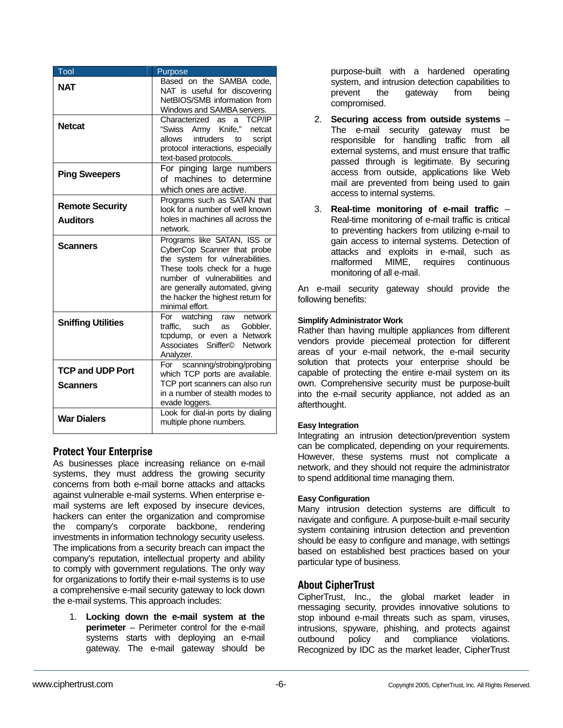| Tool | Purpose |
|---|---|
| **NAT** | Based on the SAMBA code, NAT is useful for discovering NetBIOS/SMB information from Windows and SAMBA servers. |
| **Netcat** | Characterized as a TCP/IP "Swiss Army Knife," netcat allows intruders to script protocol interactions, especially text-based protocols. |
| **Ping Sweepers** | For pinging large numbers of machines to determine which ones are active. |
| **Remote Security Auditors** | Programs such as SATAN that look for a number of well known holes in machines all across the network. |
| **Scanners** | Programs like SATAN, ISS or CyberCop Scanner that probe the system for vulnerabilities. These tools check for a huge number of vulnerabilities and are generally automated, giving the hacker the highest return for minimal effort. |
| **Sniffing Utilities** | For watching raw network traffic, such as Gobbler, tcpdump, or even a Network Associates Sniffer© Network Analyzer. |
| **TCP and UDP Port Scanners** | For scanning/strobing/probing which TCP ports are available. TCP port scanners can also run in a number of stealth modes to evade loggers. |
| **War Dialers** | Look for dial-in ports by dialing multiple phone numbers. |

## Protect Your Enterprise

As businesses place increasing reliance on e-mail systems, they must address the growing security concerns from both e-mail borne attacks and attacks against vulnerable e-mail systems. When enterprise e-mail systems are left exposed by insecure devices, hackers can enter the organization and compromise the company's corporate backbone, rendering investments in information technology security useless. The implications from a security breach can impact the company's reputation, intellectual property and ability to comply with government regulations. The only way for organizations to fortify their e-mail systems is to use a comprehensive e-mail security gateway to lock down the e-mail systems. This approach includes:

1. **Locking down the e-mail system at the perimeter** – Perimeter control for the e-mail systems starts with deploying an e-mail gateway. The e-mail gateway should be purpose-built with a hardened operating system, and intrusion detection capabilities to prevent the gateway from being compromised.
2. **Securing access from outside systems** – The e-mail security gateway must be responsible for handling traffic from all external systems, and must ensure that traffic passed through is legitimate. By securing access from outside, applications like Web mail are prevented from being used to gain access to internal systems.
3. **Real-time monitoring of e-mail traffic** – Real-time monitoring of e-mail traffic is critical to preventing hackers from utilizing e-mail to gain access to internal systems. Detection of attacks and exploits in e-mail, such as malformed MIME, requires continuous monitoring of all e-mail.

An e-mail security gateway should provide the following benefits:

#### Simplify Administrator Work

Rather than having multiple appliances from different vendors provide piecemeal protection for different areas of your e-mail network, the e-mail security solution that protects your enterprise should be capable of protecting the entire e-mail system on its own. Comprehensive security must be purpose-built into the e-mail security appliance, not added as an afterthought.

#### Easy Integration

Integrating an intrusion detection/prevention system can be complicated, depending on your requirements. However, these systems must not complicate a network, and they should not require the administrator to spend additional time managing them.

#### Easy Configuration

Many intrusion detection systems are difficult to navigate and configure. A purpose-built e-mail security system containing intrusion detection and prevention should be easy to configure and manage, with settings based on established best practices based on your particular type of business.

## About CipherTrust

CipherTrust, Inc., the global market leader in messaging security, provides innovative solutions to stop inbound e-mail threats such as spam, viruses, intrusions, spyware, phishing, and protects against outbound policy and compliance violations. Recognized by IDC as the market leader, CipherTrust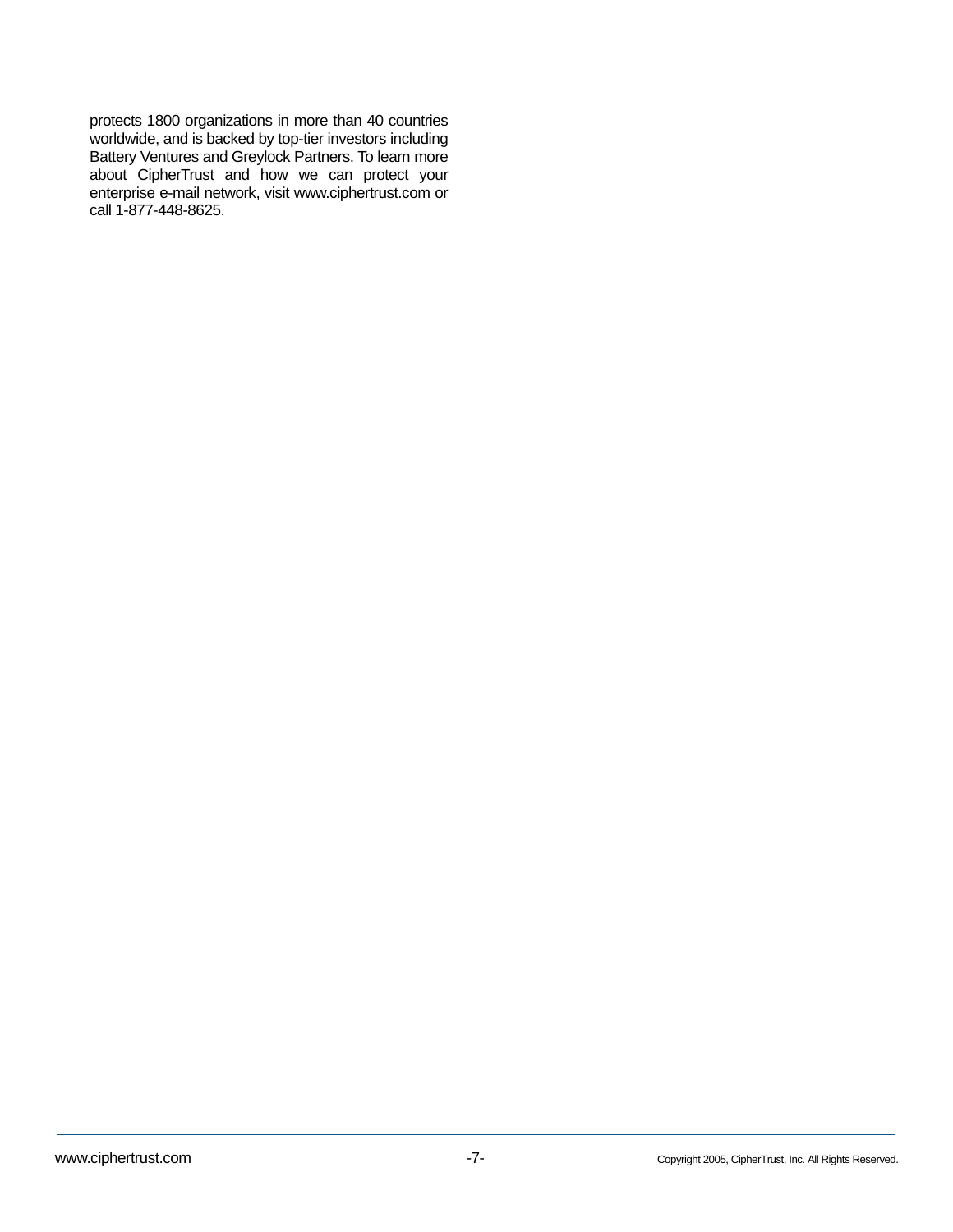protects 1800 organizations in more than 40 countries worldwide, and is backed by top-tier investors including Battery Ventures and Greylock Partners. To learn more about CipherTrust and how we can protect your enterprise e-mail network, visit www.ciphertrust.com or call 1-877-448-8625.